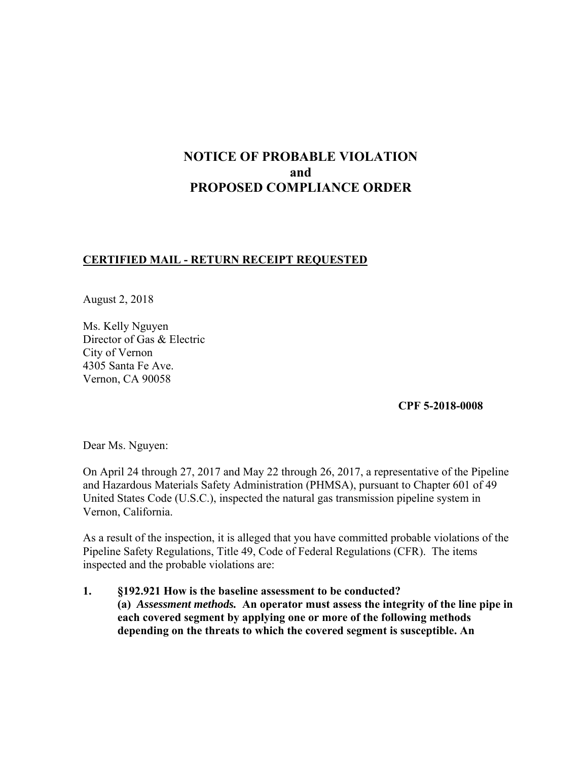# NOTICE OF PROBABLE VIOLATION
# and
# PROPOSED COMPLIANCE ORDER

**CERTIFIED MAIL - RETURN RECEIPT REQUESTED**

August 2, 2018

Ms. Kelly Nguyen
Director of Gas & Electric
City of Vernon
4305 Santa Fe Ave.
Vernon, CA 90058

**CPF 5-2018-0008**

Dear Ms. Nguyen:

On April 24 through 27, 2017 and May 22 through 26, 2017, a representative of the Pipeline and Hazardous Materials Safety Administration (PHMSA), pursuant to Chapter 601 of 49 United States Code (U.S.C.), inspected the natural gas transmission pipeline system in Vernon, California.

As a result of the inspection, it is alleged that you have committed probable violations of the Pipeline Safety Regulations, Title 49, Code of Federal Regulations (CFR). The items inspected and the probable violations are:

1. **§192.921 How is the baseline assessment to be conducted?**
   **(a)** ***Assessment methods.*** **An operator must assess the integrity of the line pipe in each covered segment by applying one or more of the following methods depending on the threats to which the covered segment is susceptible. An**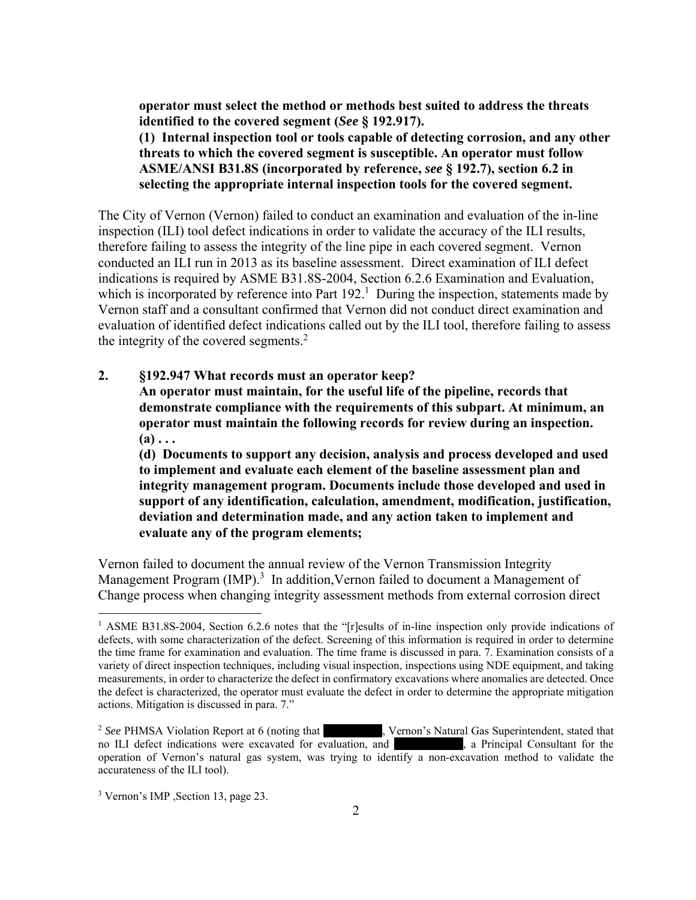**operator must select the method or methods best suited to address the threats identified to the covered segment (*See* § 192.917).**
**(1) Internal inspection tool or tools capable of detecting corrosion, and any other threats to which the covered segment is susceptible. An operator must follow ASME/ANSI B31.8S (incorporated by reference, *see* § 192.7), section 6.2 in selecting the appropriate internal inspection tools for the covered segment.**

The City of Vernon (Vernon) failed to conduct an examination and evaluation of the in-line inspection (ILI) tool defect indications in order to validate the accuracy of the ILI results, therefore failing to assess the integrity of the line pipe in each covered segment. Vernon conducted an ILI run in 2013 as its baseline assessment. Direct examination of ILI defect indications is required by ASME B31.8S-2004, Section 6.2.6 Examination and Evaluation, which is incorporated by reference into Part 192.[1] During the inspection, statements made by Vernon staff and a consultant confirmed that Vernon did not conduct direct examination and evaluation of identified defect indications called out by the ILI tool, therefore failing to assess the integrity of the covered segments.[2]

**2. §192.947 What records must an operator keep?**
**An operator must maintain, for the useful life of the pipeline, records that demonstrate compliance with the requirements of this subpart. At minimum, an operator must maintain the following records for review during an inspection.**
**(a) . . .**
**(d) Documents to support any decision, analysis and process developed and used to implement and evaluate each element of the baseline assessment plan and integrity management program. Documents include those developed and used in support of any identification, calculation, amendment, modification, justification, deviation and determination made, and any action taken to implement and evaluate any of the program elements;**

Vernon failed to document the annual review of the Vernon Transmission Integrity Management Program (IMP).[3] In addition,Vernon failed to document a Management of Change process when changing integrity assessment methods from external corrosion direct

---

[1] ASME B31.8S-2004, Section 6.2.6 notes that the "[r]esults of in-line inspection only provide indications of defects, with some characterization of the defect. Screening of this information is required in order to determine the time frame for examination and evaluation. The time frame is discussed in para. 7. Examination consists of a variety of direct inspection techniques, including visual inspection, inspections using NDE equipment, and taking measurements, in order to characterize the defect in confirmatory excavations where anomalies are detected. Once the defect is characterized, the operator must evaluate the defect in order to determine the appropriate mitigation actions. Mitigation is discussed in para. 7."

[2] *See* PHMSA Violation Report at 6 (noting that [REDACTED], Vernon's Natural Gas Superintendent, stated that no ILI defect indications were excavated for evaluation, and [REDACTED], a Principal Consultant for the operation of Vernon's natural gas system, was trying to identify a non-excavation method to validate the accurateness of the ILI tool).

[3] Vernon's IMP ,Section 13, page 23.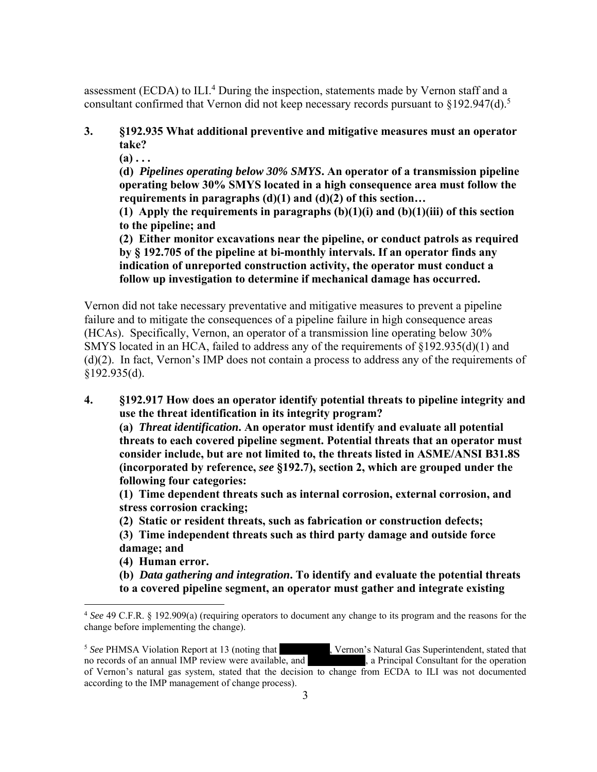assessment (ECDA) to ILI.[4] During the inspection, statements made by Vernon staff and a consultant confirmed that Vernon did not keep necessary records pursuant to §192.947(d).[5]

**3. §192.935 What additional preventive and mitigative measures must an operator take?**

**(a) . . .**

**(d)** ***Pipelines operating below 30% SMYS*. An operator of a transmission pipeline operating below 30% SMYS located in a high consequence area must follow the requirements in paragraphs (d)(1) and (d)(2) of this section…**

**(1) Apply the requirements in paragraphs (b)(1)(i) and (b)(1)(iii) of this section to the pipeline; and**

**(2) Either monitor excavations near the pipeline, or conduct patrols as required by § 192.705 of the pipeline at bi-monthly intervals. If an operator finds any indication of unreported construction activity, the operator must conduct a follow up investigation to determine if mechanical damage has occurred.**

Vernon did not take necessary preventative and mitigative measures to prevent a pipeline failure and to mitigate the consequences of a pipeline failure in high consequence areas (HCAs). Specifically, Vernon, an operator of a transmission line operating below 30% SMYS located in an HCA, failed to address any of the requirements of §192.935(d)(1) and (d)(2). In fact, Vernon's IMP does not contain a process to address any of the requirements of §192.935(d).

**4. §192.917 How does an operator identify potential threats to pipeline integrity and use the threat identification in its integrity program?**

**(a)** ***Threat identification*. An operator must identify and evaluate all potential threats to each covered pipeline segment. Potential threats that an operator must consider include, but are not limited to, the threats listed in ASME/ANSI B31.8S (incorporated by reference, *see* §192.7), section 2, which are grouped under the following four categories:**

**(1) Time dependent threats such as internal corrosion, external corrosion, and stress corrosion cracking;**

**(2) Static or resident threats, such as fabrication or construction defects;**

**(3) Time independent threats such as third party damage and outside force damage; and**

**(4) Human error.**

**(b)** ***Data gathering and integration*. To identify and evaluate the potential threats to a covered pipeline segment, an operator must gather and integrate existing**

---

[4] *See* 49 C.F.R. § 192.909(a) (requiring operators to document any change to its program and the reasons for the change before implementing the change).

[5] *See* PHMSA Violation Report at 13 (noting that [REDACTED], Vernon's Natural Gas Superintendent, stated that no records of an annual IMP review were available, and [REDACTED], a Principal Consultant for the operation of Vernon's natural gas system, stated that the decision to change from ECDA to ILI was not documented according to the IMP management of change process).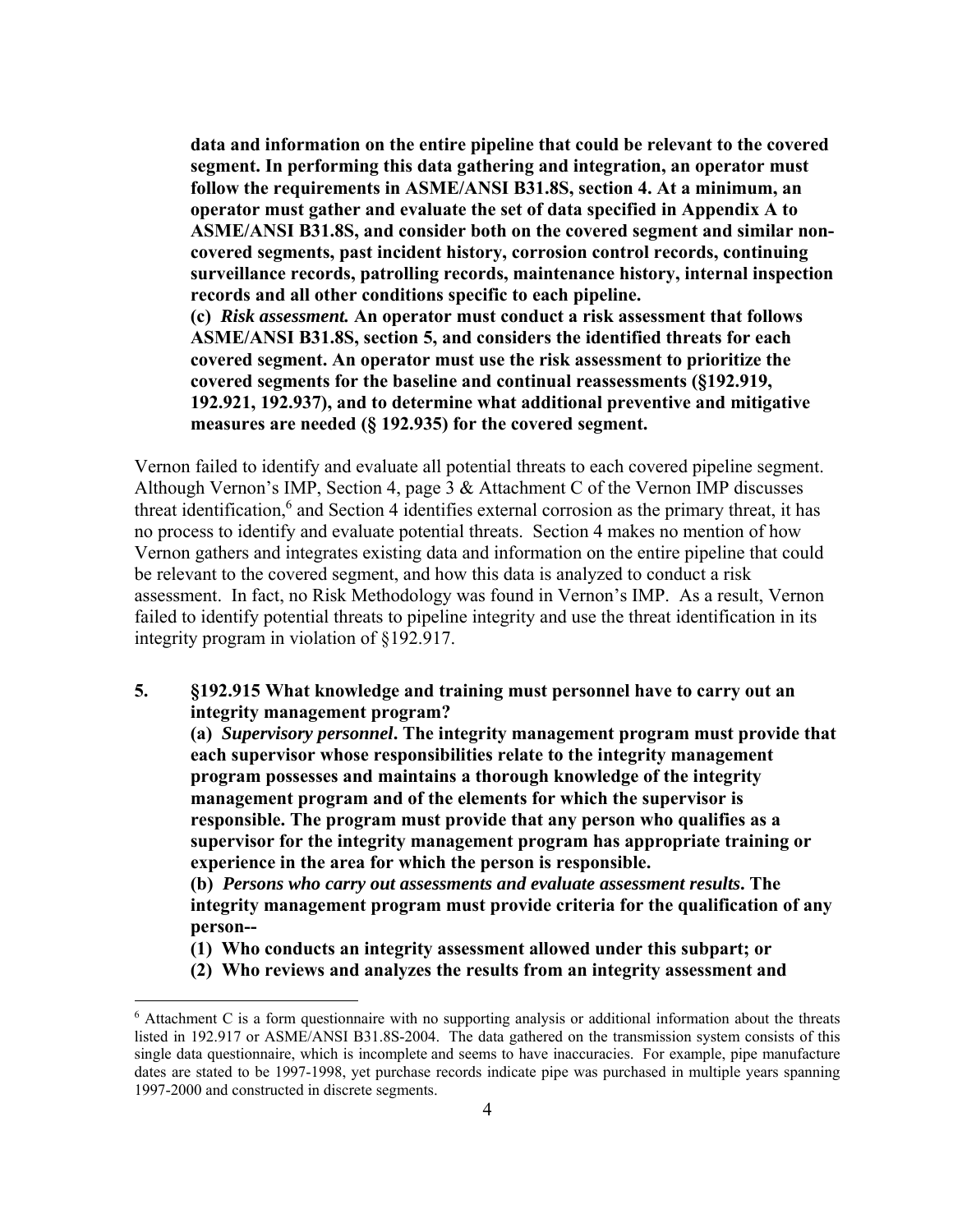**data and information on the entire pipeline that could be relevant to the covered segment. In performing this data gathering and integration, an operator must follow the requirements in ASME/ANSI B31.8S, section 4. At a minimum, an operator must gather and evaluate the set of data specified in Appendix A to ASME/ANSI B31.8S, and consider both on the covered segment and similar non-covered segments, past incident history, corrosion control records, continuing surveillance records, patrolling records, maintenance history, internal inspection records and all other conditions specific to each pipeline.**

**(c) *Risk assessment.* An operator must conduct a risk assessment that follows ASME/ANSI B31.8S, section 5, and considers the identified threats for each covered segment. An operator must use the risk assessment to prioritize the covered segments for the baseline and continual reassessments (§192.919, 192.921, 192.937), and to determine what additional preventive and mitigative measures are needed (§ 192.935) for the covered segment.**

Vernon failed to identify and evaluate all potential threats to each covered pipeline segment. Although Vernon's IMP, Section 4, page 3 & Attachment C of the Vernon IMP discusses threat identification,[6] and Section 4 identifies external corrosion as the primary threat, it has no process to identify and evaluate potential threats. Section 4 makes no mention of how Vernon gathers and integrates existing data and information on the entire pipeline that could be relevant to the covered segment, and how this data is analyzed to conduct a risk assessment. In fact, no Risk Methodology was found in Vernon's IMP. As a result, Vernon failed to identify potential threats to pipeline integrity and use the threat identification in its integrity program in violation of §192.917.

**5. §192.915 What knowledge and training must personnel have to carry out an integrity management program?**

**(a) *Supervisory personnel*. The integrity management program must provide that each supervisor whose responsibilities relate to the integrity management program possesses and maintains a thorough knowledge of the integrity management program and of the elements for which the supervisor is responsible. The program must provide that any person who qualifies as a supervisor for the integrity management program has appropriate training or experience in the area for which the person is responsible.**

**(b) *Persons who carry out assessments and evaluate assessment results*. The integrity management program must provide criteria for the qualification of any person--**

**(1) Who conducts an integrity assessment allowed under this subpart; or**

**(2) Who reviews and analyzes the results from an integrity assessment and**

---

[6] Attachment C is a form questionnaire with no supporting analysis or additional information about the threats listed in 192.917 or ASME/ANSI B31.8S-2004. The data gathered on the transmission system consists of this single data questionnaire, which is incomplete and seems to have inaccuracies. For example, pipe manufacture dates are stated to be 1997-1998, yet purchase records indicate pipe was purchased in multiple years spanning 1997-2000 and constructed in discrete segments.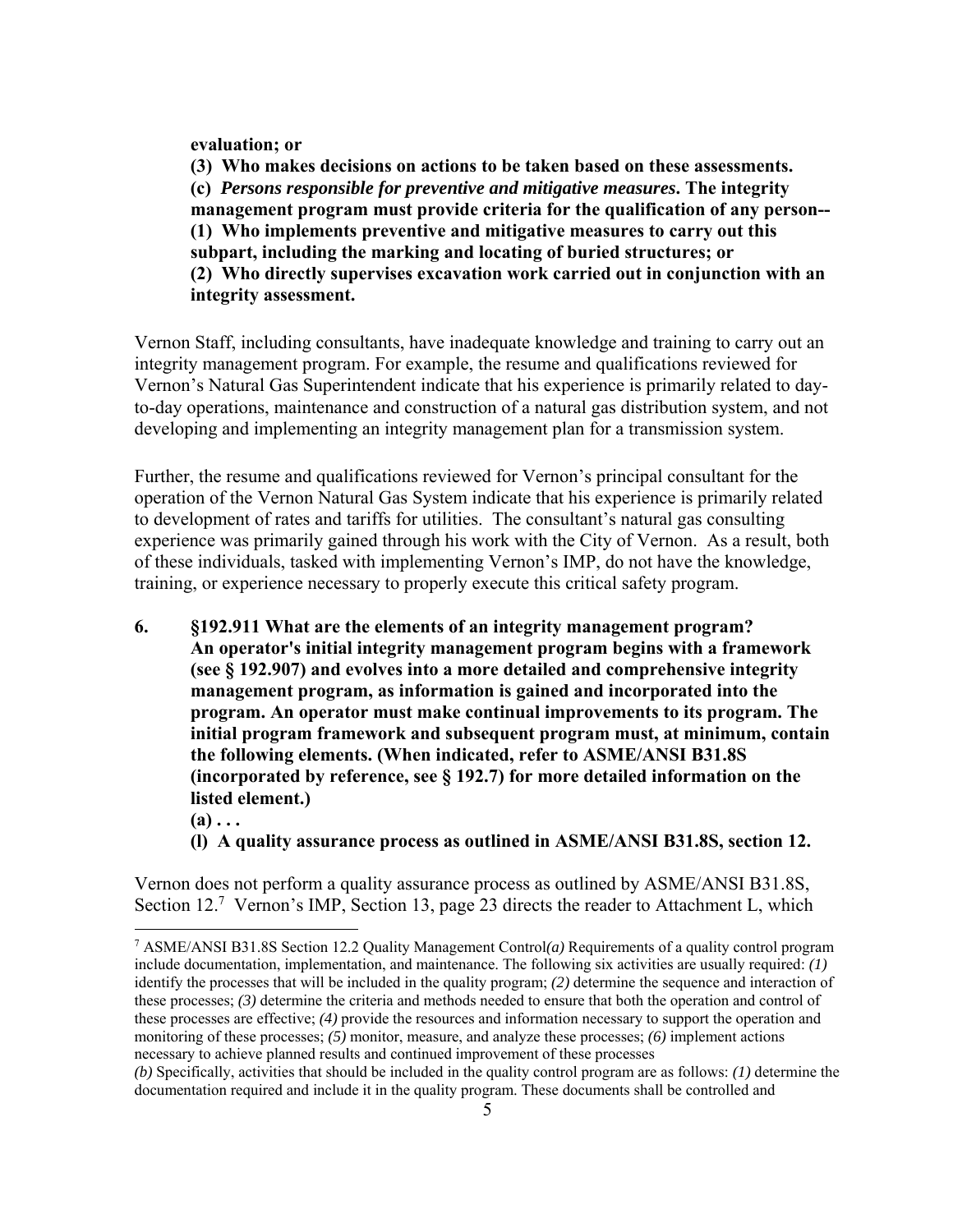**evaluation; or**

**(3) Who makes decisions on actions to be taken based on these assessments.**

**(c) *Persons responsible for preventive and mitigative measures.* The integrity management program must provide criteria for the qualification of any person--**

**(1) Who implements preventive and mitigative measures to carry out this subpart, including the marking and locating of buried structures; or**

**(2) Who directly supervises excavation work carried out in conjunction with an integrity assessment.**

Vernon Staff, including consultants, have inadequate knowledge and training to carry out an integrity management program. For example, the resume and qualifications reviewed for Vernon's Natural Gas Superintendent indicate that his experience is primarily related to day-to-day operations, maintenance and construction of a natural gas distribution system, and not developing and implementing an integrity management plan for a transmission system.

Further, the resume and qualifications reviewed for Vernon's principal consultant for the operation of the Vernon Natural Gas System indicate that his experience is primarily related to development of rates and tariffs for utilities. The consultant's natural gas consulting experience was primarily gained through his work with the City of Vernon. As a result, both of these individuals, tasked with implementing Vernon's IMP, do not have the knowledge, training, or experience necessary to properly execute this critical safety program.

**6. §192.911 What are the elements of an integrity management program? An operator's initial integrity management program begins with a framework (see § 192.907) and evolves into a more detailed and comprehensive integrity management program, as information is gained and incorporated into the program. An operator must make continual improvements to its program. The initial program framework and subsequent program must, at minimum, contain the following elements. (When indicated, refer to ASME/ANSI B31.8S (incorporated by reference, see § 192.7) for more detailed information on the listed element.)**

**(a) . . .**

**(l) A quality assurance process as outlined in ASME/ANSI B31.8S, section 12.**

Vernon does not perform a quality assurance process as outlined by ASME/ANSI B31.8S, Section 12.[7] Vernon's IMP, Section 13, page 23 directs the reader to Attachment L, which

---

[7] ASME/ANSI B31.8S Section 12.2 Quality Management Control*(a)* Requirements of a quality control program include documentation, implementation, and maintenance. The following six activities are usually required: *(1)* identify the processes that will be included in the quality program; *(2)* determine the sequence and interaction of these processes; *(3)* determine the criteria and methods needed to ensure that both the operation and control of these processes are effective; *(4)* provide the resources and information necessary to support the operation and monitoring of these processes; *(5)* monitor, measure, and analyze these processes; *(6)* implement actions necessary to achieve planned results and continued improvement of these processes

*(b)* Specifically, activities that should be included in the quality control program are as follows: *(1)* determine the documentation required and include it in the quality program. These documents shall be controlled and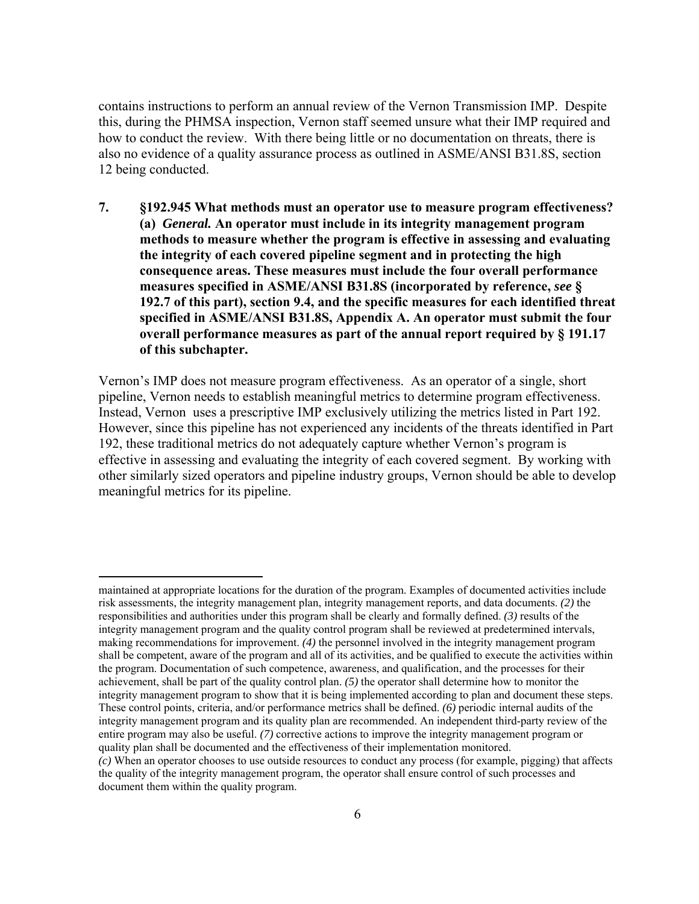contains instructions to perform an annual review of the Vernon Transmission IMP. Despite this, during the PHMSA inspection, Vernon staff seemed unsure what their IMP required and how to conduct the review. With there being little or no documentation on threats, there is also no evidence of a quality assurance process as outlined in ASME/ANSI B31.8S, section 12 being conducted.

**7. §192.945 What methods must an operator use to measure program effectiveness? (a) *General.* An operator must include in its integrity management program methods to measure whether the program is effective in assessing and evaluating the integrity of each covered pipeline segment and in protecting the high consequence areas. These measures must include the four overall performance measures specified in ASME/ANSI B31.8S (incorporated by reference, *see* § 192.7 of this part), section 9.4, and the specific measures for each identified threat specified in ASME/ANSI B31.8S, Appendix A. An operator must submit the four overall performance measures as part of the annual report required by § 191.17 of this subchapter.**

Vernon's IMP does not measure program effectiveness. As an operator of a single, short pipeline, Vernon needs to establish meaningful metrics to determine program effectiveness. Instead, Vernon uses a prescriptive IMP exclusively utilizing the metrics listed in Part 192. However, since this pipeline has not experienced any incidents of the threats identified in Part 192, these traditional metrics do not adequately capture whether Vernon's program is effective in assessing and evaluating the integrity of each covered segment. By working with other similarly sized operators and pipeline industry groups, Vernon should be able to develop meaningful metrics for its pipeline.

---

maintained at appropriate locations for the duration of the program. Examples of documented activities include risk assessments, the integrity management plan, integrity management reports, and data documents. *(2)* the responsibilities and authorities under this program shall be clearly and formally defined. *(3)* results of the integrity management program and the quality control program shall be reviewed at predetermined intervals, making recommendations for improvement. *(4)* the personnel involved in the integrity management program shall be competent, aware of the program and all of its activities, and be qualified to execute the activities within the program. Documentation of such competence, awareness, and qualification, and the processes for their achievement, shall be part of the quality control plan. *(5)* the operator shall determine how to monitor the integrity management program to show that it is being implemented according to plan and document these steps. These control points, criteria, and/or performance metrics shall be defined. *(6)* periodic internal audits of the integrity management program and its quality plan are recommended. An independent third-party review of the entire program may also be useful. *(7)* corrective actions to improve the integrity management program or quality plan shall be documented and the effectiveness of their implementation monitored.
*(c)* When an operator chooses to use outside resources to conduct any process (for example, pigging) that affects the quality of the integrity management program, the operator shall ensure control of such processes and document them within the quality program.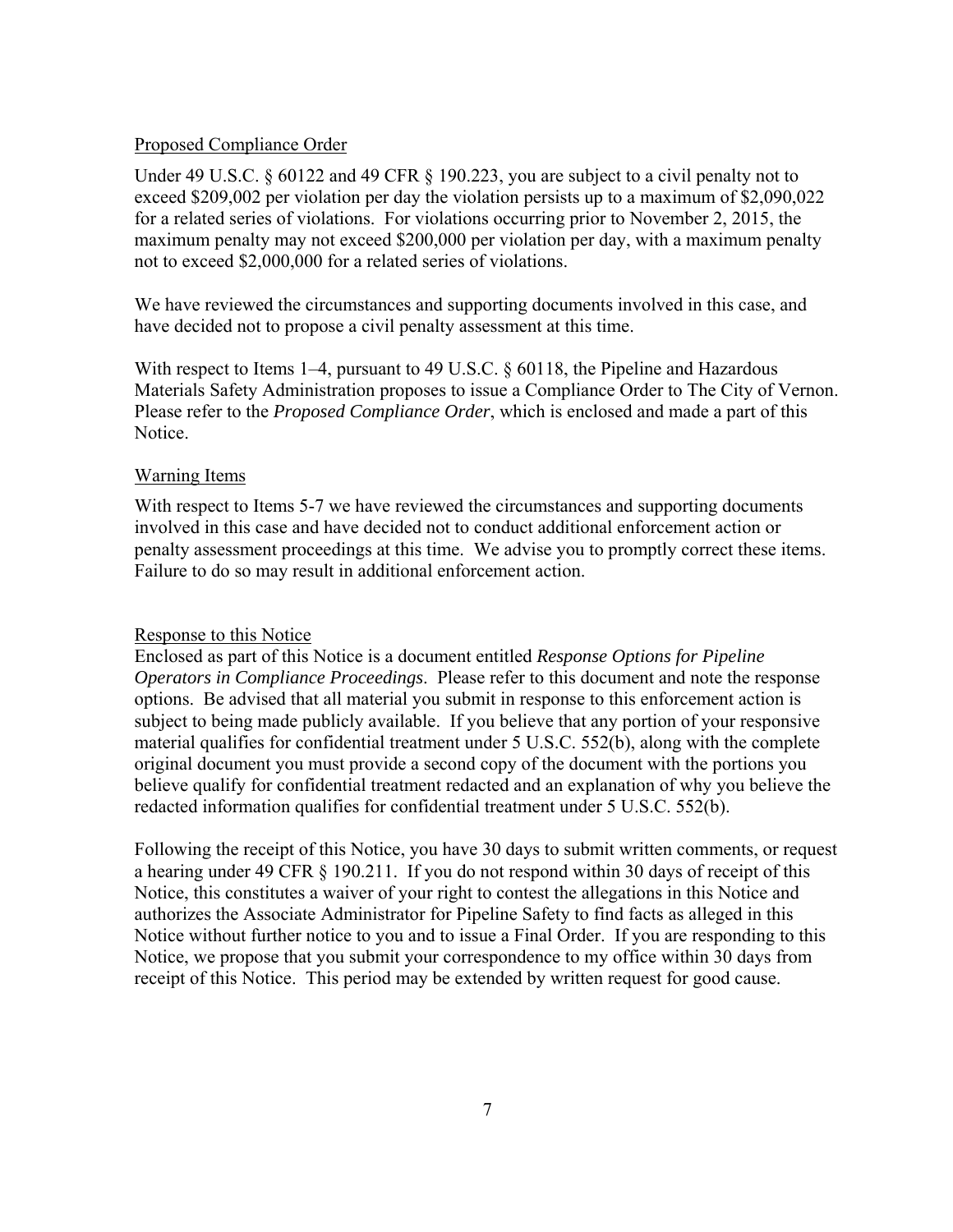Proposed Compliance Order

Under 49 U.S.C. § 60122 and 49 CFR § 190.223, you are subject to a civil penalty not to exceed $209,002 per violation per day the violation persists up to a maximum of $2,090,022 for a related series of violations. For violations occurring prior to November 2, 2015, the maximum penalty may not exceed $200,000 per violation per day, with a maximum penalty not to exceed $2,000,000 for a related series of violations.

We have reviewed the circumstances and supporting documents involved in this case, and have decided not to propose a civil penalty assessment at this time.

With respect to Items 1–4, pursuant to 49 U.S.C. § 60118, the Pipeline and Hazardous Materials Safety Administration proposes to issue a Compliance Order to The City of Vernon. Please refer to the *Proposed Compliance Order*, which is enclosed and made a part of this Notice.

Warning Items

With respect to Items 5-7 we have reviewed the circumstances and supporting documents involved in this case and have decided not to conduct additional enforcement action or penalty assessment proceedings at this time. We advise you to promptly correct these items. Failure to do so may result in additional enforcement action.

Response to this Notice

Enclosed as part of this Notice is a document entitled *Response Options for Pipeline Operators in Compliance Proceedings*. Please refer to this document and note the response options. Be advised that all material you submit in response to this enforcement action is subject to being made publicly available. If you believe that any portion of your responsive material qualifies for confidential treatment under 5 U.S.C. 552(b), along with the complete original document you must provide a second copy of the document with the portions you believe qualify for confidential treatment redacted and an explanation of why you believe the redacted information qualifies for confidential treatment under 5 U.S.C. 552(b).

Following the receipt of this Notice, you have 30 days to submit written comments, or request a hearing under 49 CFR § 190.211. If you do not respond within 30 days of receipt of this Notice, this constitutes a waiver of your right to contest the allegations in this Notice and authorizes the Associate Administrator for Pipeline Safety to find facts as alleged in this Notice without further notice to you and to issue a Final Order. If you are responding to this Notice, we propose that you submit your correspondence to my office within 30 days from receipt of this Notice. This period may be extended by written request for good cause.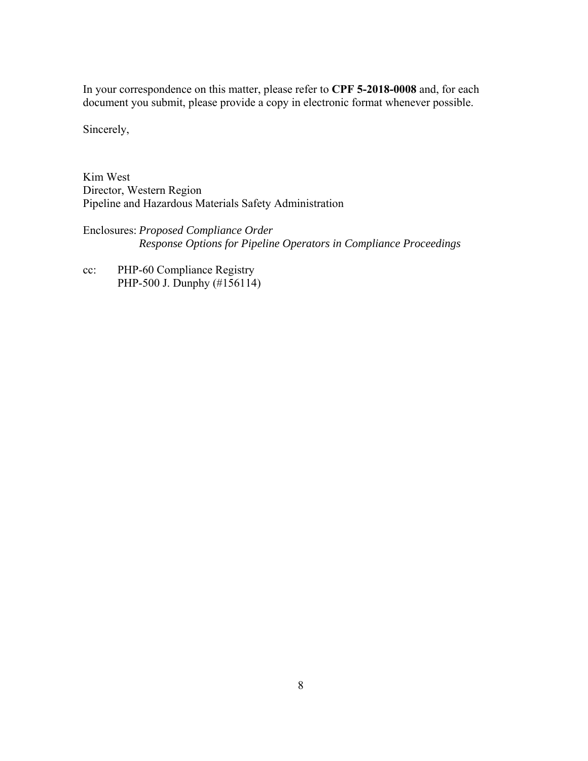In your correspondence on this matter, please refer to **CPF 5-2018-0008** and, for each document you submit, please provide a copy in electronic format whenever possible.

Sincerely,

Kim West  
Director, Western Region  
Pipeline and Hazardous Materials Safety Administration

Enclosures: *Proposed Compliance Order*  
*Response Options for Pipeline Operators in Compliance Proceedings*

cc: PHP-60 Compliance Registry  
PHP-500 J. Dunphy (#156114)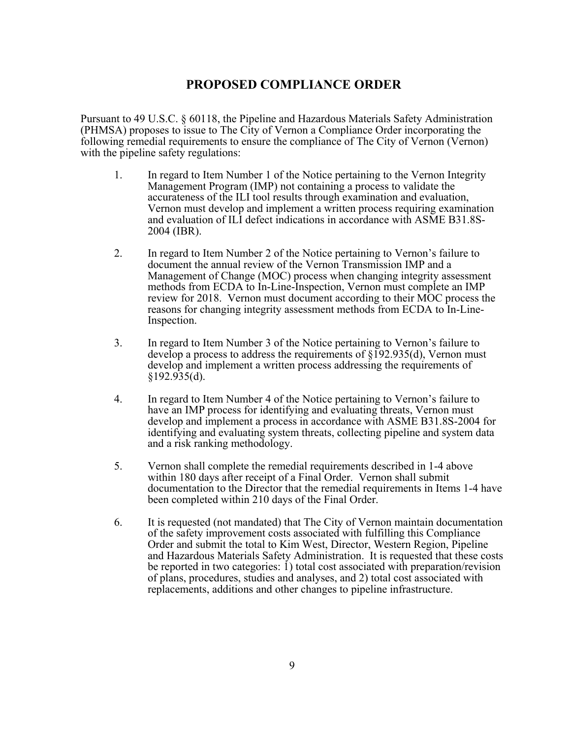# PROPOSED COMPLIANCE ORDER

Pursuant to 49 U.S.C. § 60118, the Pipeline and Hazardous Materials Safety Administration (PHMSA) proposes to issue to The City of Vernon a Compliance Order incorporating the following remedial requirements to ensure the compliance of The City of Vernon (Vernon) with the pipeline safety regulations:

1. In regard to Item Number 1 of the Notice pertaining to the Vernon Integrity Management Program (IMP) not containing a process to validate the accurateness of the ILI tool results through examination and evaluation, Vernon must develop and implement a written process requiring examination and evaluation of ILI defect indications in accordance with ASME B31.8S-2004 (IBR).

2. In regard to Item Number 2 of the Notice pertaining to Vernon's failure to document the annual review of the Vernon Transmission IMP and a Management of Change (MOC) process when changing integrity assessment methods from ECDA to In-Line-Inspection, Vernon must complete an IMP review for 2018. Vernon must document according to their MOC process the reasons for changing integrity assessment methods from ECDA to In-Line-Inspection.

3. In regard to Item Number 3 of the Notice pertaining to Vernon's failure to develop a process to address the requirements of §192.935(d), Vernon must develop and implement a written process addressing the requirements of §192.935(d).

4. In regard to Item Number 4 of the Notice pertaining to Vernon's failure to have an IMP process for identifying and evaluating threats, Vernon must develop and implement a process in accordance with ASME B31.8S-2004 for identifying and evaluating system threats, collecting pipeline and system data and a risk ranking methodology.

5. Vernon shall complete the remedial requirements described in 1-4 above within 180 days after receipt of a Final Order. Vernon shall submit documentation to the Director that the remedial requirements in Items 1-4 have been completed within 210 days of the Final Order.

6. It is requested (not mandated) that The City of Vernon maintain documentation of the safety improvement costs associated with fulfilling this Compliance Order and submit the total to Kim West, Director, Western Region, Pipeline and Hazardous Materials Safety Administration. It is requested that these costs be reported in two categories: 1) total cost associated with preparation/revision of plans, procedures, studies and analyses, and 2) total cost associated with replacements, additions and other changes to pipeline infrastructure.